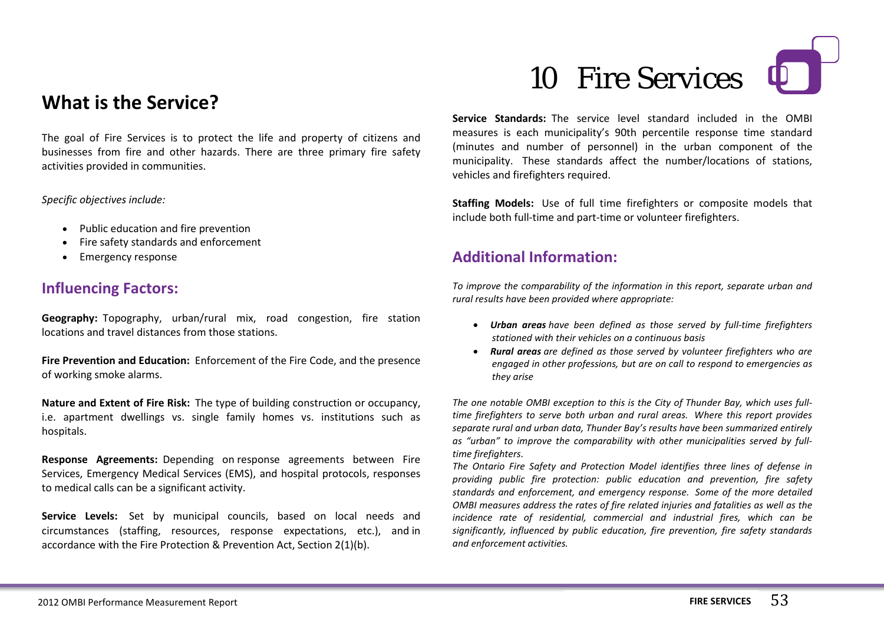# 10 Fire Services

## What is the Service?

The goal of Fire Services is to protect the life and property of citizens and businesses from fire and other hazards. There are three primary fire safety activities provided in communities.

*Specific objectives include:*

- Public education and fire prevention
- Fire safety standards and enforcement
- Emergency response

## Influencing Factors:

**Geography:** Topography, urban/rural mix, road congestion, fire station locations and travel distances from those stations.

**Fire Prevention and Education:** Enforcement of the Fire Code, and the presence of working smoke alarms.

**Nature and Extent of Fire Risk:** The type of building construction or occupancy, i.e. apartment dwellings vs. single family homes vs. institutions such as hospitals.

**Response Agreements:** Depending on response agreements between Fire Services, Emergency Medical Services (EMS), and hospital protocols, responses to medical calls can be a significant activity.

**Service Levels:** Set by municipal councils, based on local needs and circumstances (staffing, resources, response expectations, etc.), and in accordance with the Fire Protection & Prevention Act, Section 2(1)(b).

**Service Standards:** The service level standard included in the OMBI measures is each municipality's 90th percentile response time standard (minutes and number of personnel) in the urban component of the municipality. These standards affect the number/locations of stations, vehicles and firefighters required.

**Staffing Models:** Use of full time firefighters or composite models that include both full-time and part-time or volunteer firefighters.

## Additional Information:

*To improve the comparability of the information in this report, separate urban and rural results have been provided where appropriate:*

- ***Urban areas*** *have been defined as those served by full-time firefighters stationed with their vehicles on a continuous basis*
- ***Rural areas*** *are defined as those served by volunteer firefighters who are engaged in other professions, but are on call to respond to emergencies as they arise*

*The one notable OMBI exception to this is the City of Thunder Bay, which uses full-time firefighters to serve both urban and rural areas. Where this report provides separate rural and urban data, Thunder Bay's results have been summarized entirely as "urban" to improve the comparability with other municipalities served by full-time firefighters.*

*The Ontario Fire Safety and Protection Model identifies three lines of defense in providing public fire protection: public education and prevention, fire safety standards and enforcement, and emergency response. Some of the more detailed OMBI measures address the rates of fire related injuries and fatalities as well as the incidence rate of residential, commercial and industrial fires, which can be significantly, influenced by public education, fire prevention, fire safety standards and enforcement activities.*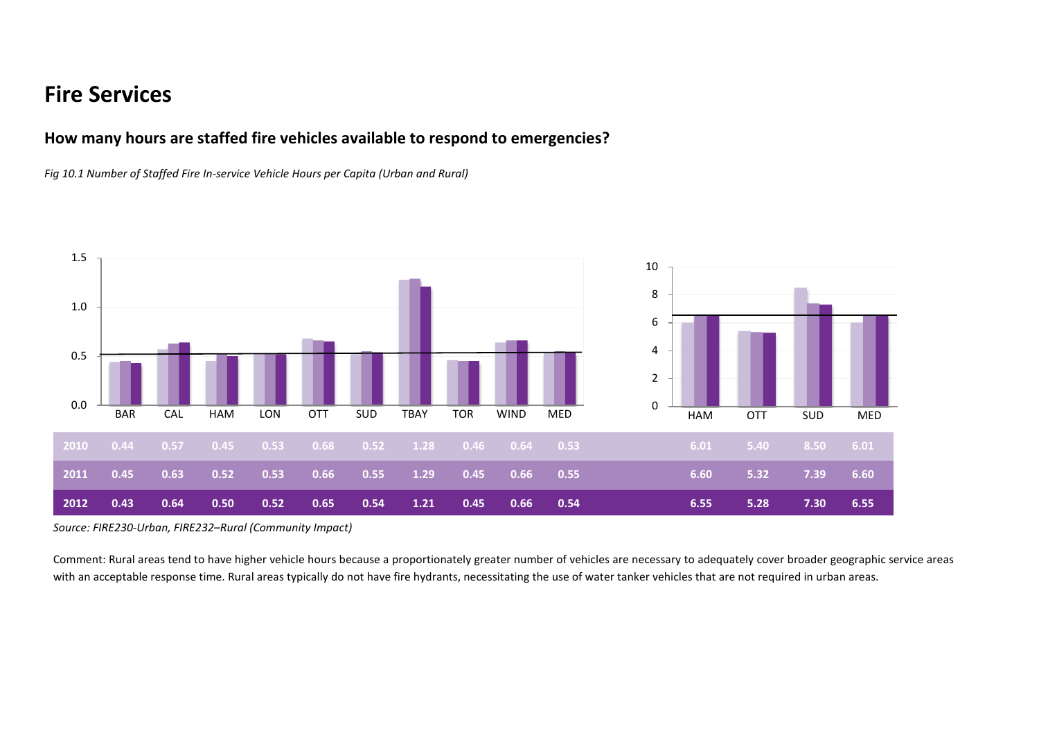# Fire Services

## How many hours are staffed fire vehicles available to respond to emergencies?

*Fig 10.1 Number of Staffed Fire In-service Vehicle Hours per Capita (Urban and Rural)*

| | BAR | CAL | HAM | LON | OTT | SUD | TBAY | TOR | WIND | MED | HAM | OTT | SUD | MED |
|---|---|---|---|---|---|---|---|---|---|---|---|---|---|---|
| 2010 | 0.44 | 0.57 | 0.45 | 0.53 | 0.68 | 0.52 | 1.28 | 0.46 | 0.64 | 0.53 | 6.01 | 5.40 | 8.50 | 6.01 |
| 2011 | 0.45 | 0.63 | 0.52 | 0.53 | 0.66 | 0.55 | 1.29 | 0.45 | 0.66 | 0.55 | 6.60 | 5.32 | 7.39 | 6.60 |
| 2012 | 0.43 | 0.64 | 0.50 | 0.52 | 0.65 | 0.54 | 1.21 | 0.45 | 0.66 | 0.54 | 6.55 | 5.28 | 7.30 | 6.55 |

*Source: FIRE230-Urban, FIRE232–Rural (Community Impact)*

Comment: Rural areas tend to have higher vehicle hours because a proportionately greater number of vehicles are necessary to adequately cover broader geographic service areas with an acceptable response time. Rural areas typically do not have fire hydrants, necessitating the use of water tanker vehicles that are not required in urban areas.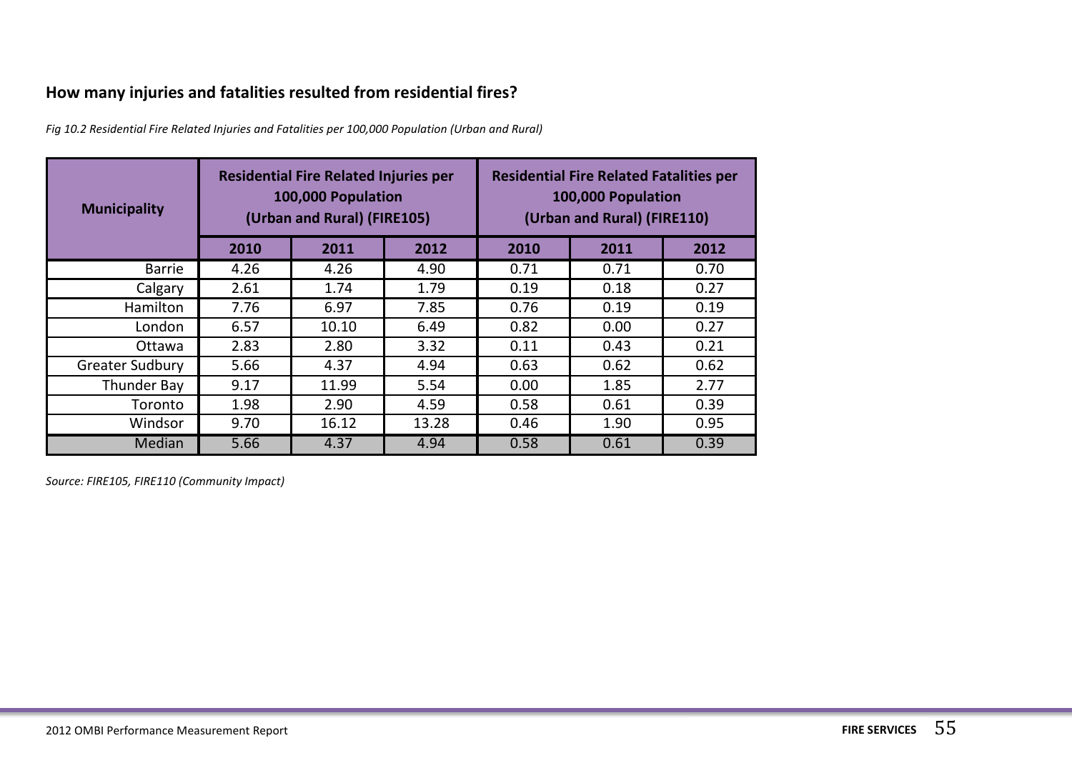### How many injuries and fatalities resulted from residential fires?

*Fig 10.2 Residential Fire Related Injuries and Fatalities per 100,000 Population (Urban and Rural)*

| Municipality | Residential Fire Related Injuries per 100,000 Population (Urban and Rural) (FIRE105) | | | Residential Fire Related Fatalities per 100,000 Population (Urban and Rural) (FIRE110) | | |
|---|---|---|---|---|---|---|
| | 2010 | 2011 | 2012 | 2010 | 2011 | 2012 |
| Barrie | 4.26 | 4.26 | 4.90 | 0.71 | 0.71 | 0.70 |
| Calgary | 2.61 | 1.74 | 1.79 | 0.19 | 0.18 | 0.27 |
| Hamilton | 7.76 | 6.97 | 7.85 | 0.76 | 0.19 | 0.19 |
| London | 6.57 | 10.10 | 6.49 | 0.82 | 0.00 | 0.27 |
| Ottawa | 2.83 | 2.80 | 3.32 | 0.11 | 0.43 | 0.21 |
| Greater Sudbury | 5.66 | 4.37 | 4.94 | 0.63 | 0.62 | 0.62 |
| Thunder Bay | 9.17 | 11.99 | 5.54 | 0.00 | 1.85 | 2.77 |
| Toronto | 1.98 | 2.90 | 4.59 | 0.58 | 0.61 | 0.39 |
| Windsor | 9.70 | 16.12 | 13.28 | 0.46 | 1.90 | 0.95 |
| Median | 5.66 | 4.37 | 4.94 | 0.58 | 0.61 | 0.39 |

*Source: FIRE105, FIRE110 (Community Impact)*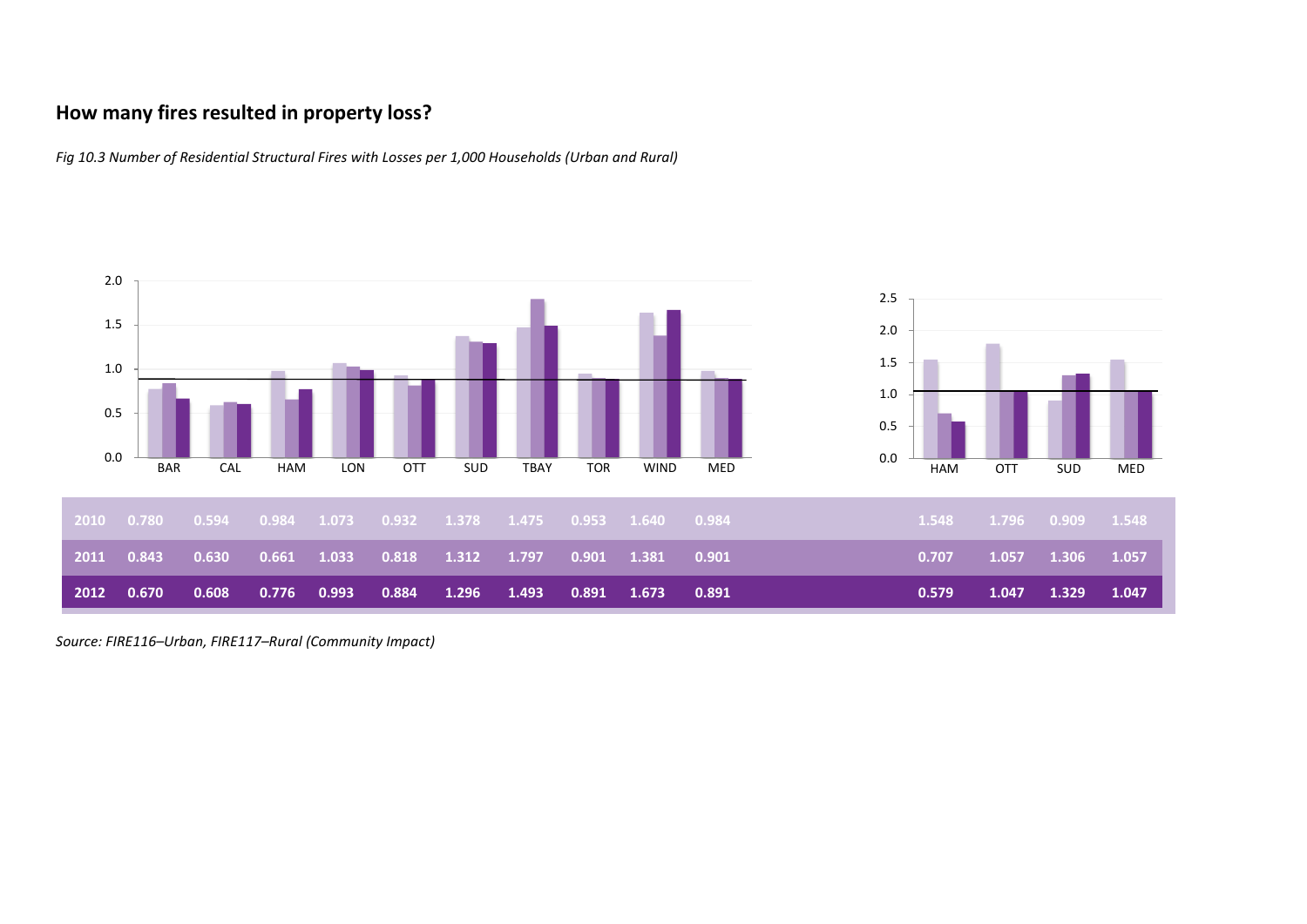## How many fires resulted in property loss?

*Fig 10.3 Number of Residential Structural Fires with Losses per 1,000 Households (Urban and Rural)*

| | BAR | CAL | HAM | LON | OTT | SUD | TBAY | TOR | WIND | MED |
|---|---|---|---|---|---|---|---|---|---|---|
| 2010 | 0.780 | 0.594 | 0.984 | 1.073 | 0.932 | 1.378 | 1.475 | 0.953 | 1.640 | 0.984 |
| 2011 | 0.843 | 0.630 | 0.661 | 1.033 | 0.818 | 1.312 | 1.797 | 0.901 | 1.381 | 0.901 |
| 2012 | 0.670 | 0.608 | 0.776 | 0.993 | 0.884 | 1.296 | 1.493 | 0.891 | 1.673 | 0.891 |

| | HAM | OTT | SUD | MED |
|---|---|---|---|---|
| 2010 | 1.548 | 1.796 | 0.909 | 1.548 |
| 2011 | 0.707 | 1.057 | 1.306 | 1.057 |
| 2012 | 0.579 | 1.047 | 1.329 | 1.047 |

*Source: FIRE116–Urban, FIRE117–Rural (Community Impact)*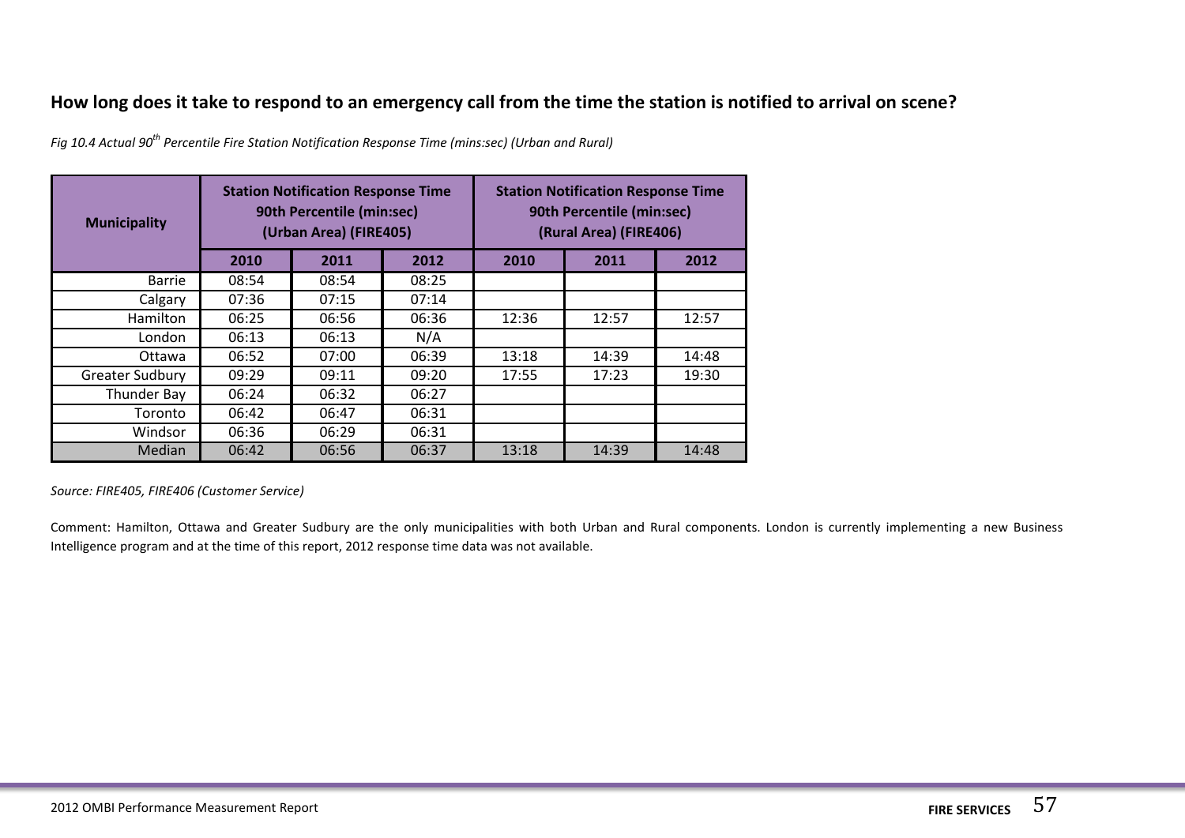## How long does it take to respond to an emergency call from the time the station is notified to arrival on scene?

*Fig 10.4 Actual 90th Percentile Fire Station Notification Response Time (mins:sec) (Urban and Rural)*

| Municipality | Station Notification Response Time 90th Percentile (min:sec) (Urban Area) (FIRE405) | | | Station Notification Response Time 90th Percentile (min:sec) (Rural Area) (FIRE406) | | |
|---|---|---|---|---|---|---|
| | 2010 | 2011 | 2012 | 2010 | 2011 | 2012 |
| Barrie | 08:54 | 08:54 | 08:25 | | | |
| Calgary | 07:36 | 07:15 | 07:14 | | | |
| Hamilton | 06:25 | 06:56 | 06:36 | 12:36 | 12:57 | 12:57 |
| London | 06:13 | 06:13 | N/A | | | |
| Ottawa | 06:52 | 07:00 | 06:39 | 13:18 | 14:39 | 14:48 |
| Greater Sudbury | 09:29 | 09:11 | 09:20 | 17:55 | 17:23 | 19:30 |
| Thunder Bay | 06:24 | 06:32 | 06:27 | | | |
| Toronto | 06:42 | 06:47 | 06:31 | | | |
| Windsor | 06:36 | 06:29 | 06:31 | | | |
| Median | 06:42 | 06:56 | 06:37 | 13:18 | 14:39 | 14:48 |

*Source: FIRE405, FIRE406 (Customer Service)*

Comment: Hamilton, Ottawa and Greater Sudbury are the only municipalities with both Urban and Rural components. London is currently implementing a new Business Intelligence program and at the time of this report, 2012 response time data was not available.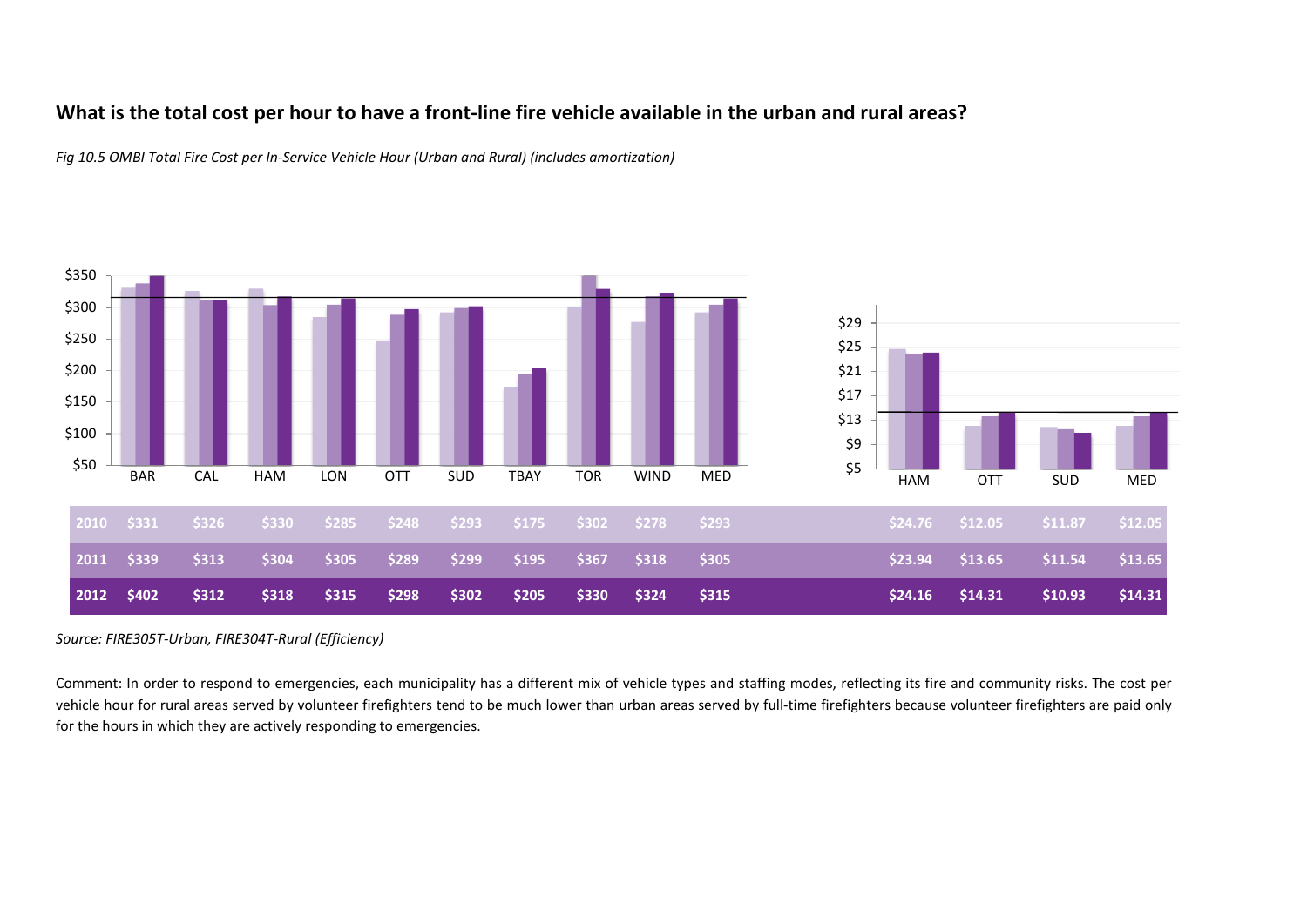## What is the total cost per hour to have a front-line fire vehicle available in the urban and rural areas?

*Fig 10.5 OMBI Total Fire Cost per In-Service Vehicle Hour (Urban and Rural) (includes amortization)*

$350
$300
$250
$200
$150
$100
$50

BAR CAL HAM LON OTT SUD TBAY TOR WIND MED

$29
$25
$21
$17
$13
$9
$5

HAM OTT SUD MED

| | BAR | CAL | HAM | LON | OTT | SUD | TBAY | TOR | WIND | MED | HAM | OTT | SUD | MED |
|---|---|---|---|---|---|---|---|---|---|---|---|---|---|---|
| 2010 | $331 | $326 | $330 | $285 | $248 | $293 | $175 | $302 | $278 | $293 | $24.76 | $12.05 | $11.87 | $12.05 |
| 2011 | $339 | $313 | $304 | $305 | $289 | $299 | $195 | $367 | $318 | $305 | $23.94 | $13.65 | $11.54 | $13.65 |
| 2012 | $402 | $312 | $318 | $315 | $298 | $302 | $205 | $330 | $324 | $315 | $24.16 | $14.31 | $10.93 | $14.31 |

*Source: FIRE305T-Urban, FIRE304T-Rural (Efficiency)*

Comment: In order to respond to emergencies, each municipality has a different mix of vehicle types and staffing modes, reflecting its fire and community risks. The cost per vehicle hour for rural areas served by volunteer firefighters tend to be much lower than urban areas served by full-time firefighters because volunteer firefighters are paid only for the hours in which they are actively responding to emergencies.